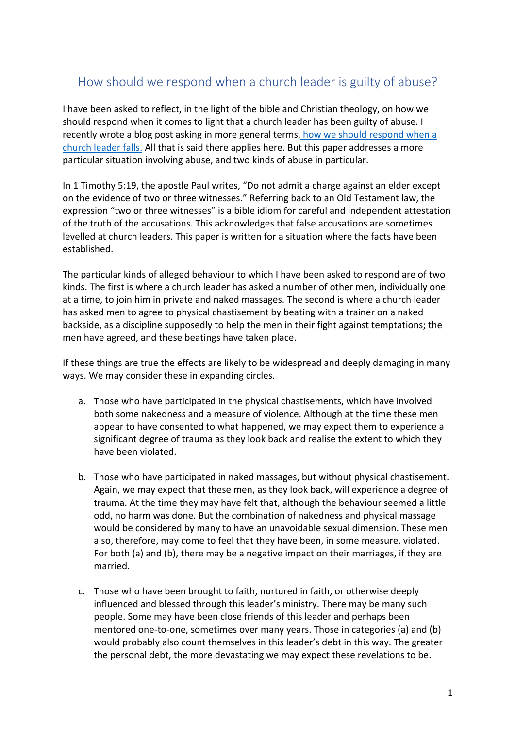## How should we respond when a church leader is guilty of abuse?

I have been asked to reflect, in the light of the bible and Christian theology, on how we should respond when it comes to light that a church leader has been guilty of abuse. I recently wrote a blog post asking in more general terms, [how we should respond when a church leader falls.](#) All that is said there applies here. But this paper addresses a more particular situation involving abuse, and two kinds of abuse in particular.

In 1 Timothy 5:19, the apostle Paul writes, "Do not admit a charge against an elder except on the evidence of two or three witnesses." Referring back to an Old Testament law, the expression "two or three witnesses" is a bible idiom for careful and independent attestation of the truth of the accusations. This acknowledges that false accusations are sometimes levelled at church leaders. This paper is written for a situation where the facts have been established.

The particular kinds of alleged behaviour to which I have been asked to respond are of two kinds. The first is where a church leader has asked a number of other men, individually one at a time, to join him in private and naked massages. The second is where a church leader has asked men to agree to physical chastisement by beating with a trainer on a naked backside, as a discipline supposedly to help the men in their fight against temptations; the men have agreed, and these beatings have taken place.

If these things are true the effects are likely to be widespread and deeply damaging in many ways. We may consider these in expanding circles.

a. Those who have participated in the physical chastisements, which have involved both some nakedness and a measure of violence. Although at the time these men appear to have consented to what happened, we may expect them to experience a significant degree of trauma as they look back and realise the extent to which they have been violated.

b. Those who have participated in naked massages, but without physical chastisement. Again, we may expect that these men, as they look back, will experience a degree of trauma. At the time they may have felt that, although the behaviour seemed a little odd, no harm was done. But the combination of nakedness and physical massage would be considered by many to have an unavoidable sexual dimension. These men also, therefore, may come to feel that they have been, in some measure, violated. For both (a) and (b), there may be a negative impact on their marriages, if they are married.

c. Those who have been brought to faith, nurtured in faith, or otherwise deeply influenced and blessed through this leader's ministry. There may be many such people. Some may have been close friends of this leader and perhaps been mentored one-to-one, sometimes over many years. Those in categories (a) and (b) would probably also count themselves in this leader's debt in this way. The greater the personal debt, the more devastating we may expect these revelations to be.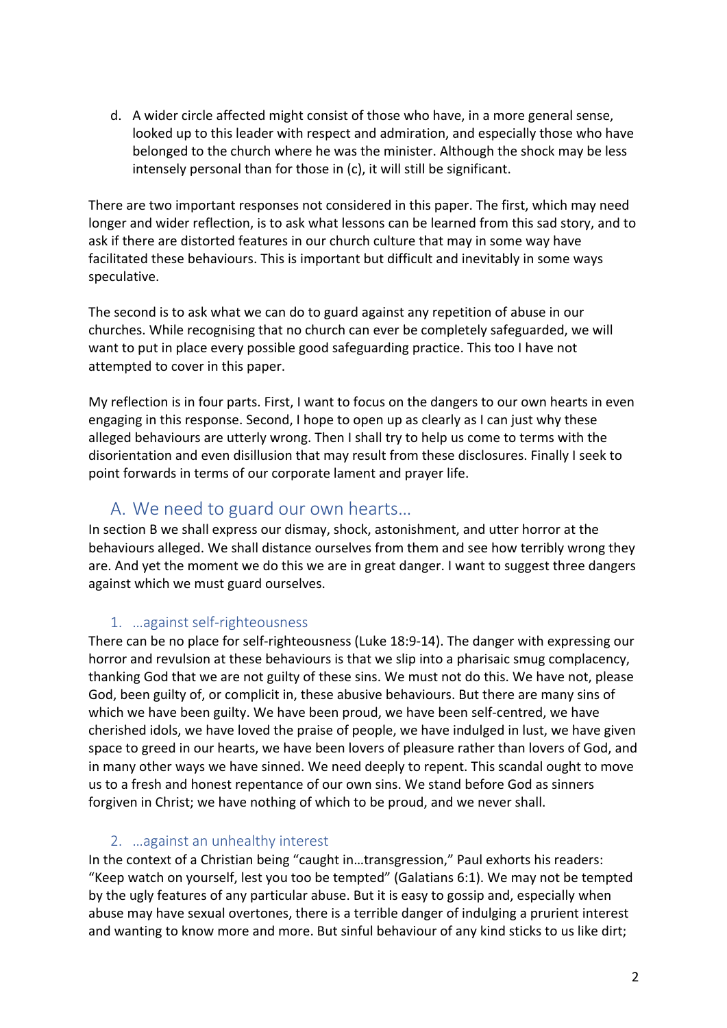d. A wider circle affected might consist of those who have, in a more general sense, looked up to this leader with respect and admiration, and especially those who have belonged to the church where he was the minister. Although the shock may be less intensely personal than for those in (c), it will still be significant.

There are two important responses not considered in this paper. The first, which may need longer and wider reflection, is to ask what lessons can be learned from this sad story, and to ask if there are distorted features in our church culture that may in some way have facilitated these behaviours. This is important but difficult and inevitably in some ways speculative.

The second is to ask what we can do to guard against any repetition of abuse in our churches. While recognising that no church can ever be completely safeguarded, we will want to put in place every possible good safeguarding practice. This too I have not attempted to cover in this paper.

My reflection is in four parts. First, I want to focus on the dangers to our own hearts in even engaging in this response. Second, I hope to open up as clearly as I can just why these alleged behaviours are utterly wrong. Then I shall try to help us come to terms with the disorientation and even disillusion that may result from these disclosures. Finally I seek to point forwards in terms of our corporate lament and prayer life.

## A. We need to guard our own hearts…

In section B we shall express our dismay, shock, astonishment, and utter horror at the behaviours alleged. We shall distance ourselves from them and see how terribly wrong they are. And yet the moment we do this we are in great danger. I want to suggest three dangers against which we must guard ourselves.

### 1. …against self-righteousness

There can be no place for self-righteousness (Luke 18:9-14). The danger with expressing our horror and revulsion at these behaviours is that we slip into a pharisaic smug complacency, thanking God that we are not guilty of these sins. We must not do this. We have not, please God, been guilty of, or complicit in, these abusive behaviours. But there are many sins of which we have been guilty. We have been proud, we have been self-centred, we have cherished idols, we have loved the praise of people, we have indulged in lust, we have given space to greed in our hearts, we have been lovers of pleasure rather than lovers of God, and in many other ways we have sinned. We need deeply to repent. This scandal ought to move us to a fresh and honest repentance of our own sins. We stand before God as sinners forgiven in Christ; we have nothing of which to be proud, and we never shall.

### 2. …against an unhealthy interest

In the context of a Christian being "caught in…transgression," Paul exhorts his readers: "Keep watch on yourself, lest you too be tempted" (Galatians 6:1). We may not be tempted by the ugly features of any particular abuse. But it is easy to gossip and, especially when abuse may have sexual overtones, there is a terrible danger of indulging a prurient interest and wanting to know more and more. But sinful behaviour of any kind sticks to us like dirt;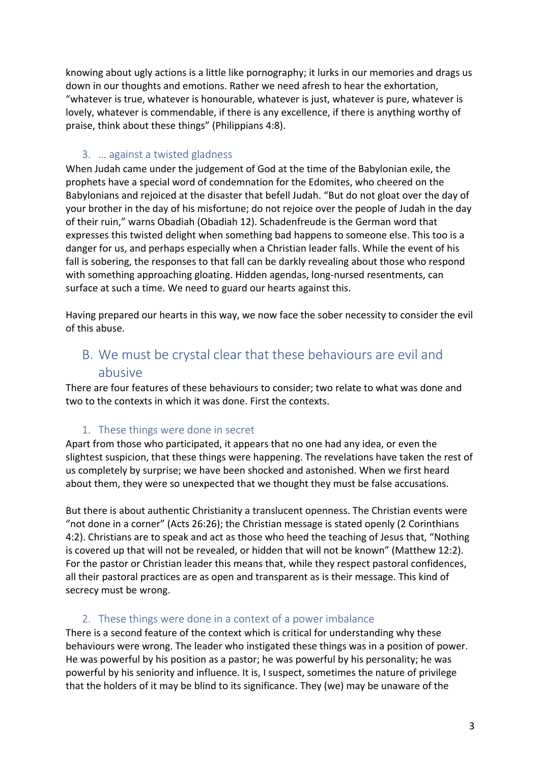knowing about ugly actions is a little like pornography; it lurks in our memories and drags us down in our thoughts and emotions. Rather we need afresh to hear the exhortation, "whatever is true, whatever is honourable, whatever is just, whatever is pure, whatever is lovely, whatever is commendable, if there is any excellence, if there is anything worthy of praise, think about these things" (Philippians 4:8).

### 3. … against a twisted gladness

When Judah came under the judgement of God at the time of the Babylonian exile, the prophets have a special word of condemnation for the Edomites, who cheered on the Babylonians and rejoiced at the disaster that befell Judah. "But do not gloat over the day of your brother in the day of his misfortune; do not rejoice over the people of Judah in the day of their ruin," warns Obadiah (Obadiah 12). Schadenfreude is the German word that expresses this twisted delight when something bad happens to someone else. This too is a danger for us, and perhaps especially when a Christian leader falls. While the event of his fall is sobering, the responses to that fall can be darkly revealing about those who respond with something approaching gloating. Hidden agendas, long-nursed resentments, can surface at such a time. We need to guard our hearts against this.

Having prepared our hearts in this way, we now face the sober necessity to consider the evil of this abuse.

## B. We must be crystal clear that these behaviours are evil and abusive

There are four features of these behaviours to consider; two relate to what was done and two to the contexts in which it was done. First the contexts.

### 1. These things were done in secret

Apart from those who participated, it appears that no one had any idea, or even the slightest suspicion, that these things were happening. The revelations have taken the rest of us completely by surprise; we have been shocked and astonished. When we first heard about them, they were so unexpected that we thought they must be false accusations.

But there is about authentic Christianity a translucent openness. The Christian events were "not done in a corner" (Acts 26:26); the Christian message is stated openly (2 Corinthians 4:2). Christians are to speak and act as those who heed the teaching of Jesus that, "Nothing is covered up that will not be revealed, or hidden that will not be known" (Matthew 12:2). For the pastor or Christian leader this means that, while they respect pastoral confidences, all their pastoral practices are as open and transparent as is their message. This kind of secrecy must be wrong.

### 2. These things were done in a context of a power imbalance

There is a second feature of the context which is critical for understanding why these behaviours were wrong. The leader who instigated these things was in a position of power. He was powerful by his position as a pastor; he was powerful by his personality; he was powerful by his seniority and influence. It is, I suspect, sometimes the nature of privilege that the holders of it may be blind to its significance. They (we) may be unaware of the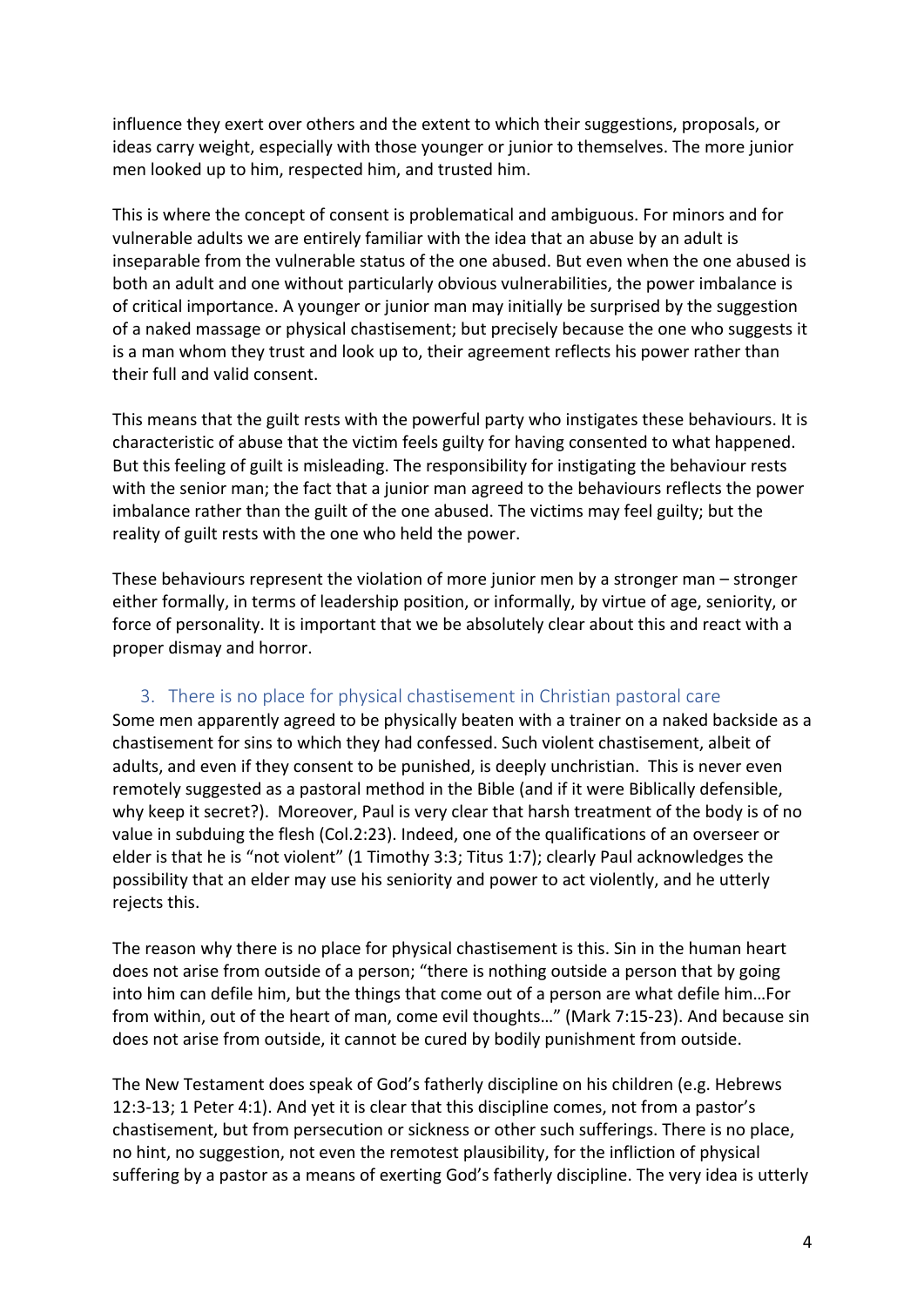influence they exert over others and the extent to which their suggestions, proposals, or ideas carry weight, especially with those younger or junior to themselves. The more junior men looked up to him, respected him, and trusted him.

This is where the concept of consent is problematical and ambiguous. For minors and for vulnerable adults we are entirely familiar with the idea that an abuse by an adult is inseparable from the vulnerable status of the one abused. But even when the one abused is both an adult and one without particularly obvious vulnerabilities, the power imbalance is of critical importance. A younger or junior man may initially be surprised by the suggestion of a naked massage or physical chastisement; but precisely because the one who suggests it is a man whom they trust and look up to, their agreement reflects his power rather than their full and valid consent.

This means that the guilt rests with the powerful party who instigates these behaviours. It is characteristic of abuse that the victim feels guilty for having consented to what happened. But this feeling of guilt is misleading. The responsibility for instigating the behaviour rests with the senior man; the fact that a junior man agreed to the behaviours reflects the power imbalance rather than the guilt of the one abused. The victims may feel guilty; but the reality of guilt rests with the one who held the power.

These behaviours represent the violation of more junior men by a stronger man – stronger either formally, in terms of leadership position, or informally, by virtue of age, seniority, or force of personality. It is important that we be absolutely clear about this and react with a proper dismay and horror.

## 3. There is no place for physical chastisement in Christian pastoral care

Some men apparently agreed to be physically beaten with a trainer on a naked backside as a chastisement for sins to which they had confessed. Such violent chastisement, albeit of adults, and even if they consent to be punished, is deeply unchristian. This is never even remotely suggested as a pastoral method in the Bible (and if it were Biblically defensible, why keep it secret?). Moreover, Paul is very clear that harsh treatment of the body is of no value in subduing the flesh (Col.2:23). Indeed, one of the qualifications of an overseer or elder is that he is "not violent" (1 Timothy 3:3; Titus 1:7); clearly Paul acknowledges the possibility that an elder may use his seniority and power to act violently, and he utterly rejects this.

The reason why there is no place for physical chastisement is this. Sin in the human heart does not arise from outside of a person; "there is nothing outside a person that by going into him can defile him, but the things that come out of a person are what defile him…For from within, out of the heart of man, come evil thoughts…" (Mark 7:15-23). And because sin does not arise from outside, it cannot be cured by bodily punishment from outside.

The New Testament does speak of God's fatherly discipline on his children (e.g. Hebrews 12:3-13; 1 Peter 4:1). And yet it is clear that this discipline comes, not from a pastor's chastisement, but from persecution or sickness or other such sufferings. There is no place, no hint, no suggestion, not even the remotest plausibility, for the infliction of physical suffering by a pastor as a means of exerting God's fatherly discipline. The very idea is utterly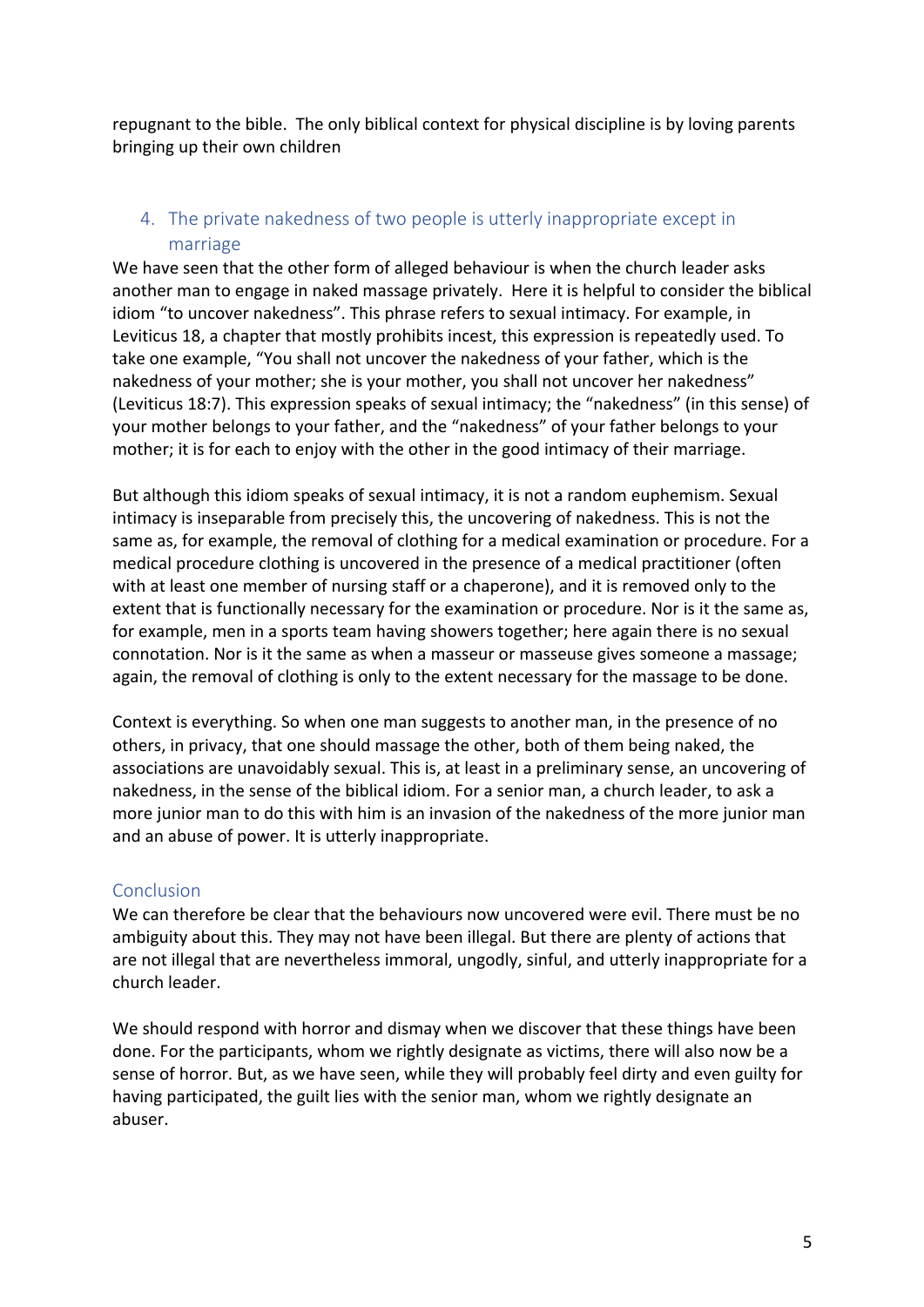repugnant to the bible. The only biblical context for physical discipline is by loving parents bringing up their own children

## 4. The private nakedness of two people is utterly inappropriate except in marriage

We have seen that the other form of alleged behaviour is when the church leader asks another man to engage in naked massage privately. Here it is helpful to consider the biblical idiom "to uncover nakedness". This phrase refers to sexual intimacy. For example, in Leviticus 18, a chapter that mostly prohibits incest, this expression is repeatedly used. To take one example, "You shall not uncover the nakedness of your father, which is the nakedness of your mother; she is your mother, you shall not uncover her nakedness" (Leviticus 18:7). This expression speaks of sexual intimacy; the "nakedness" (in this sense) of your mother belongs to your father, and the "nakedness" of your father belongs to your mother; it is for each to enjoy with the other in the good intimacy of their marriage.

But although this idiom speaks of sexual intimacy, it is not a random euphemism. Sexual intimacy is inseparable from precisely this, the uncovering of nakedness. This is not the same as, for example, the removal of clothing for a medical examination or procedure. For a medical procedure clothing is uncovered in the presence of a medical practitioner (often with at least one member of nursing staff or a chaperone), and it is removed only to the extent that is functionally necessary for the examination or procedure. Nor is it the same as, for example, men in a sports team having showers together; here again there is no sexual connotation. Nor is it the same as when a masseur or masseuse gives someone a massage; again, the removal of clothing is only to the extent necessary for the massage to be done.

Context is everything. So when one man suggests to another man, in the presence of no others, in privacy, that one should massage the other, both of them being naked, the associations are unavoidably sexual. This is, at least in a preliminary sense, an uncovering of nakedness, in the sense of the biblical idiom. For a senior man, a church leader, to ask a more junior man to do this with him is an invasion of the nakedness of the more junior man and an abuse of power. It is utterly inappropriate.

## Conclusion

We can therefore be clear that the behaviours now uncovered were evil. There must be no ambiguity about this. They may not have been illegal. But there are plenty of actions that are not illegal that are nevertheless immoral, ungodly, sinful, and utterly inappropriate for a church leader.

We should respond with horror and dismay when we discover that these things have been done. For the participants, whom we rightly designate as victims, there will also now be a sense of horror. But, as we have seen, while they will probably feel dirty and even guilty for having participated, the guilt lies with the senior man, whom we rightly designate an abuser.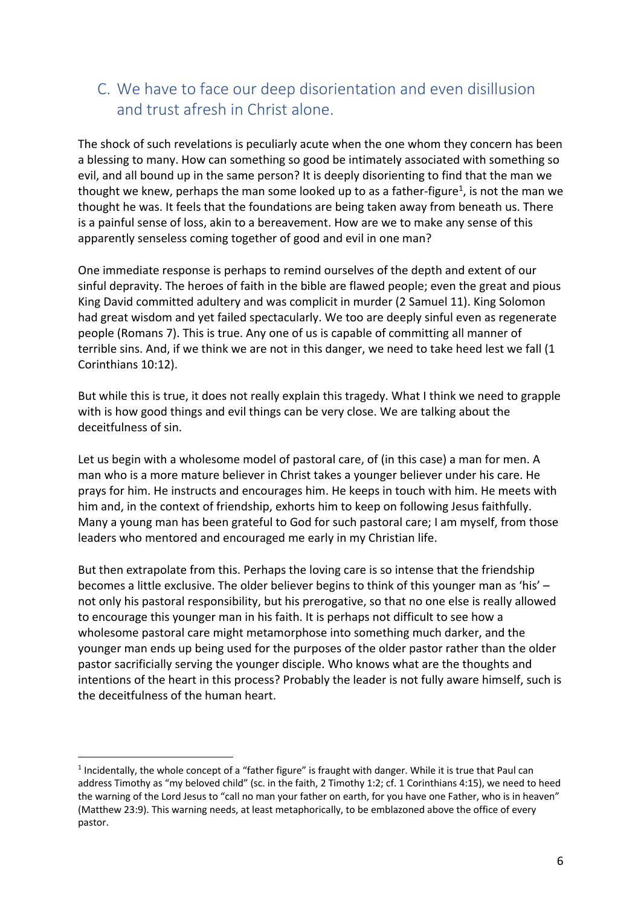## C. We have to face our deep disorientation and even disillusion and trust afresh in Christ alone.

The shock of such revelations is peculiarly acute when the one whom they concern has been a blessing to many. How can something so good be intimately associated with something so evil, and all bound up in the same person? It is deeply disorienting to find that the man we thought we knew, perhaps the man some looked up to as a father-figure[1], is not the man we thought he was. It feels that the foundations are being taken away from beneath us. There is a painful sense of loss, akin to a bereavement. How are we to make any sense of this apparently senseless coming together of good and evil in one man?

One immediate response is perhaps to remind ourselves of the depth and extent of our sinful depravity. The heroes of faith in the bible are flawed people; even the great and pious King David committed adultery and was complicit in murder (2 Samuel 11). King Solomon had great wisdom and yet failed spectacularly. We too are deeply sinful even as regenerate people (Romans 7). This is true. Any one of us is capable of committing all manner of terrible sins. And, if we think we are not in this danger, we need to take heed lest we fall (1 Corinthians 10:12).

But while this is true, it does not really explain this tragedy. What I think we need to grapple with is how good things and evil things can be very close. We are talking about the deceitfulness of sin.

Let us begin with a wholesome model of pastoral care, of (in this case) a man for men. A man who is a more mature believer in Christ takes a younger believer under his care. He prays for him. He instructs and encourages him. He keeps in touch with him. He meets with him and, in the context of friendship, exhorts him to keep on following Jesus faithfully. Many a young man has been grateful to God for such pastoral care; I am myself, from those leaders who mentored and encouraged me early in my Christian life.

But then extrapolate from this. Perhaps the loving care is so intense that the friendship becomes a little exclusive. The older believer begins to think of this younger man as 'his' – not only his pastoral responsibility, but his prerogative, so that no one else is really allowed to encourage this younger man in his faith. It is perhaps not difficult to see how a wholesome pastoral care might metamorphose into something much darker, and the younger man ends up being used for the purposes of the older pastor rather than the older pastor sacrificially serving the younger disciple. Who knows what are the thoughts and intentions of the heart in this process? Probably the leader is not fully aware himself, such is the deceitfulness of the human heart.

---

[1] Incidentally, the whole concept of a "father figure" is fraught with danger. While it is true that Paul can address Timothy as "my beloved child" (sc. in the faith, 2 Timothy 1:2; cf. 1 Corinthians 4:15), we need to heed the warning of the Lord Jesus to "call no man your father on earth, for you have one Father, who is in heaven" (Matthew 23:9). This warning needs, at least metaphorically, to be emblazoned above the office of every pastor.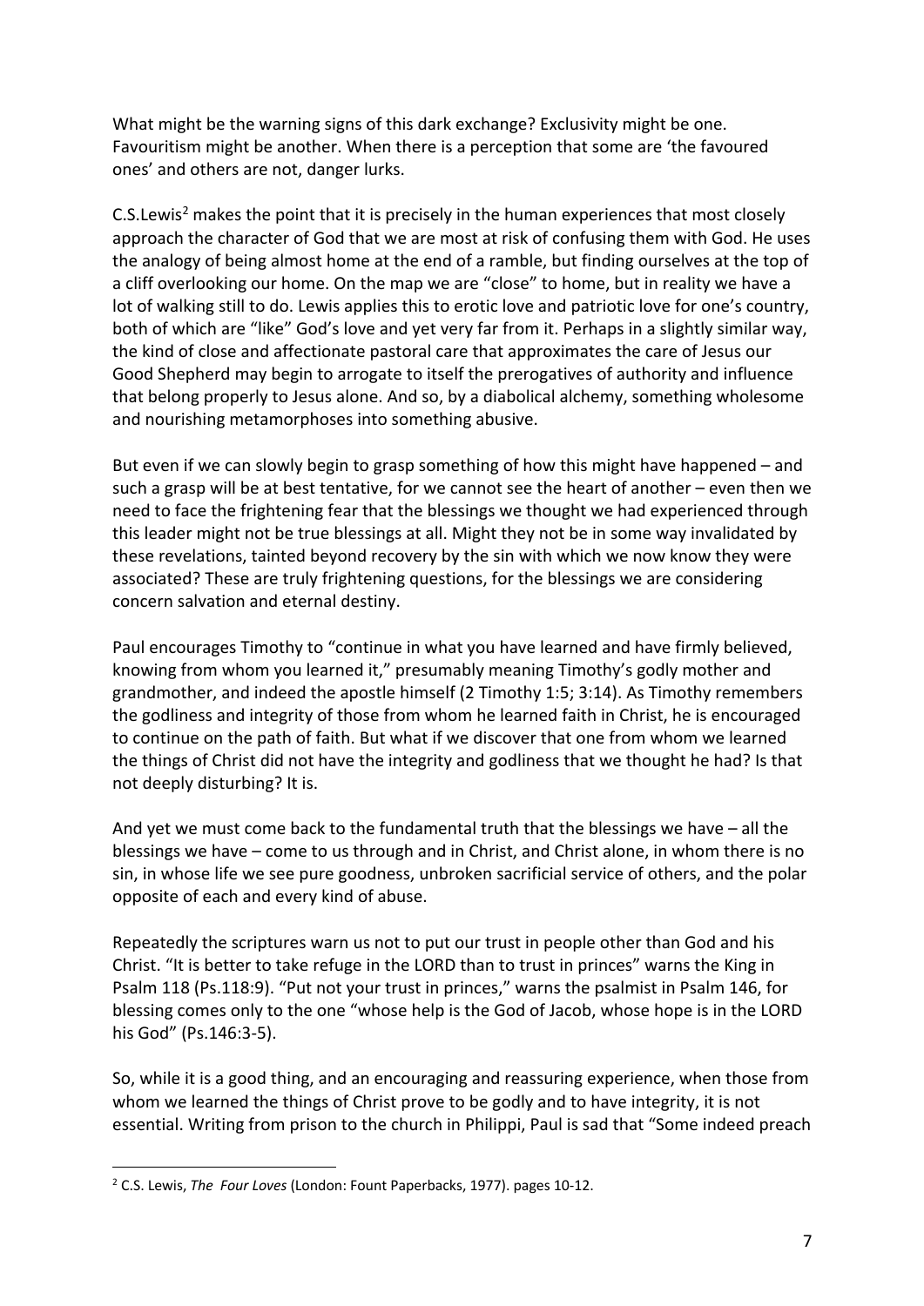What might be the warning signs of this dark exchange? Exclusivity might be one. Favouritism might be another. When there is a perception that some are 'the favoured ones' and others are not, danger lurks.

C.S.Lewis[2] makes the point that it is precisely in the human experiences that most closely approach the character of God that we are most at risk of confusing them with God. He uses the analogy of being almost home at the end of a ramble, but finding ourselves at the top of a cliff overlooking our home. On the map we are "close" to home, but in reality we have a lot of walking still to do. Lewis applies this to erotic love and patriotic love for one's country, both of which are "like" God's love and yet very far from it. Perhaps in a slightly similar way, the kind of close and affectionate pastoral care that approximates the care of Jesus our Good Shepherd may begin to arrogate to itself the prerogatives of authority and influence that belong properly to Jesus alone. And so, by a diabolical alchemy, something wholesome and nourishing metamorphoses into something abusive.

But even if we can slowly begin to grasp something of how this might have happened – and such a grasp will be at best tentative, for we cannot see the heart of another – even then we need to face the frightening fear that the blessings we thought we had experienced through this leader might not be true blessings at all. Might they not be in some way invalidated by these revelations, tainted beyond recovery by the sin with which we now know they were associated? These are truly frightening questions, for the blessings we are considering concern salvation and eternal destiny.

Paul encourages Timothy to "continue in what you have learned and have firmly believed, knowing from whom you learned it," presumably meaning Timothy's godly mother and grandmother, and indeed the apostle himself (2 Timothy 1:5; 3:14). As Timothy remembers the godliness and integrity of those from whom he learned faith in Christ, he is encouraged to continue on the path of faith. But what if we discover that one from whom we learned the things of Christ did not have the integrity and godliness that we thought he had? Is that not deeply disturbing? It is.

And yet we must come back to the fundamental truth that the blessings we have – all the blessings we have – come to us through and in Christ, and Christ alone, in whom there is no sin, in whose life we see pure goodness, unbroken sacrificial service of others, and the polar opposite of each and every kind of abuse.

Repeatedly the scriptures warn us not to put our trust in people other than God and his Christ. "It is better to take refuge in the LORD than to trust in princes" warns the King in Psalm 118 (Ps.118:9). "Put not your trust in princes," warns the psalmist in Psalm 146, for blessing comes only to the one "whose help is the God of Jacob, whose hope is in the LORD his God" (Ps.146:3-5).

So, while it is a good thing, and an encouraging and reassuring experience, when those from whom we learned the things of Christ prove to be godly and to have integrity, it is not essential. Writing from prison to the church in Philippi, Paul is sad that "Some indeed preach

---

[2] C.S. Lewis, *The Four Loves* (London: Fount Paperbacks, 1977). pages 10-12.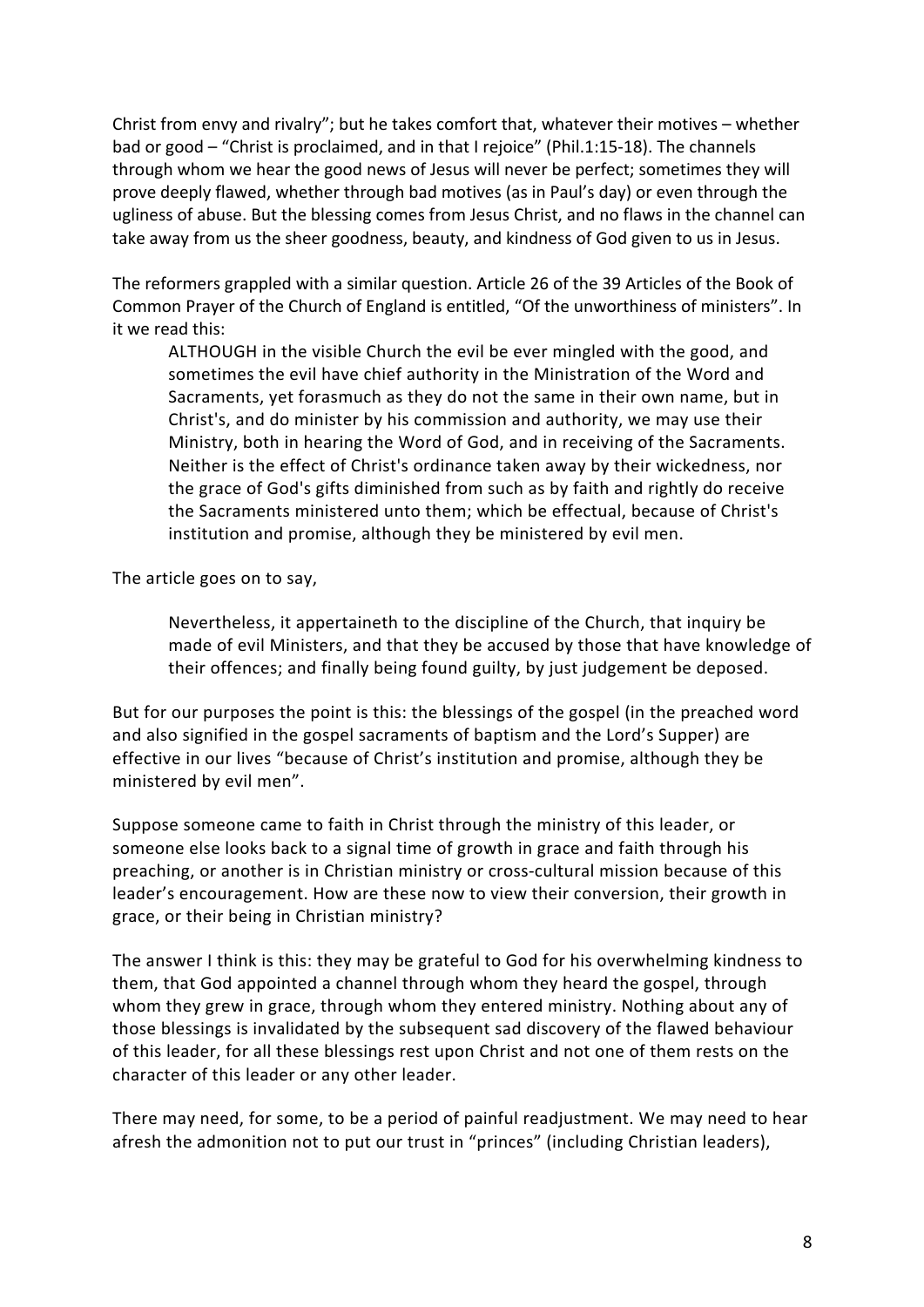Christ from envy and rivalry"; but he takes comfort that, whatever their motives – whether bad or good – "Christ is proclaimed, and in that I rejoice" (Phil.1:15-18). The channels through whom we hear the good news of Jesus will never be perfect; sometimes they will prove deeply flawed, whether through bad motives (as in Paul's day) or even through the ugliness of abuse. But the blessing comes from Jesus Christ, and no flaws in the channel can take away from us the sheer goodness, beauty, and kindness of God given to us in Jesus.

The reformers grappled with a similar question. Article 26 of the 39 Articles of the Book of Common Prayer of the Church of England is entitled, "Of the unworthiness of ministers". In it we read this:

> ALTHOUGH in the visible Church the evil be ever mingled with the good, and sometimes the evil have chief authority in the Ministration of the Word and Sacraments, yet forasmuch as they do not the same in their own name, but in Christ's, and do minister by his commission and authority, we may use their Ministry, both in hearing the Word of God, and in receiving of the Sacraments. Neither is the effect of Christ's ordinance taken away by their wickedness, nor the grace of God's gifts diminished from such as by faith and rightly do receive the Sacraments ministered unto them; which be effectual, because of Christ's institution and promise, although they be ministered by evil men.

The article goes on to say,

> Nevertheless, it appertaineth to the discipline of the Church, that inquiry be made of evil Ministers, and that they be accused by those that have knowledge of their offences; and finally being found guilty, by just judgement be deposed.

But for our purposes the point is this: the blessings of the gospel (in the preached word and also signified in the gospel sacraments of baptism and the Lord's Supper) are effective in our lives "because of Christ's institution and promise, although they be ministered by evil men".

Suppose someone came to faith in Christ through the ministry of this leader, or someone else looks back to a signal time of growth in grace and faith through his preaching, or another is in Christian ministry or cross-cultural mission because of this leader's encouragement. How are these now to view their conversion, their growth in grace, or their being in Christian ministry?

The answer I think is this: they may be grateful to God for his overwhelming kindness to them, that God appointed a channel through whom they heard the gospel, through whom they grew in grace, through whom they entered ministry. Nothing about any of those blessings is invalidated by the subsequent sad discovery of the flawed behaviour of this leader, for all these blessings rest upon Christ and not one of them rests on the character of this leader or any other leader.

There may need, for some, to be a period of painful readjustment. We may need to hear afresh the admonition not to put our trust in "princes" (including Christian leaders),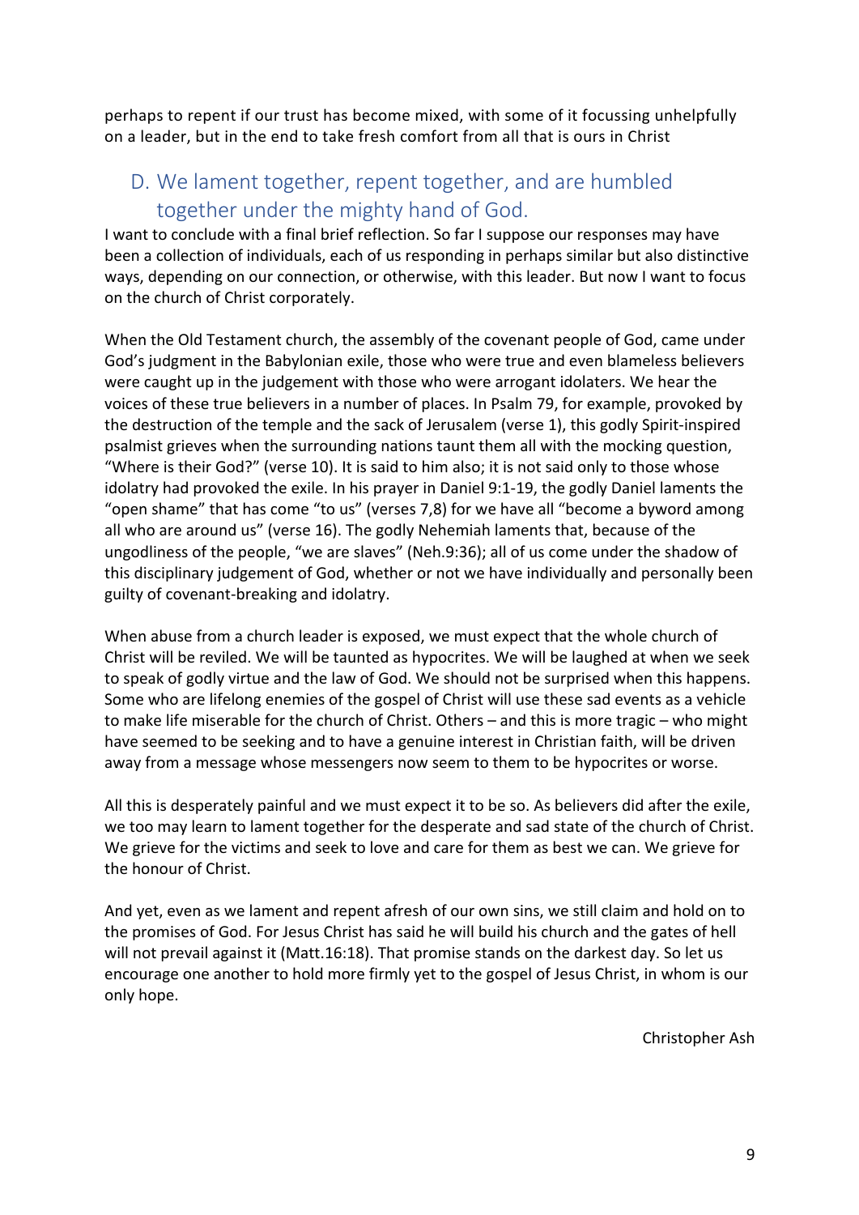perhaps to repent if our trust has become mixed, with some of it focussing unhelpfully on a leader, but in the end to take fresh comfort from all that is ours in Christ

## D. We lament together, repent together, and are humbled together under the mighty hand of God.

I want to conclude with a final brief reflection. So far I suppose our responses may have been a collection of individuals, each of us responding in perhaps similar but also distinctive ways, depending on our connection, or otherwise, with this leader. But now I want to focus on the church of Christ corporately.

When the Old Testament church, the assembly of the covenant people of God, came under God's judgment in the Babylonian exile, those who were true and even blameless believers were caught up in the judgement with those who were arrogant idolaters. We hear the voices of these true believers in a number of places. In Psalm 79, for example, provoked by the destruction of the temple and the sack of Jerusalem (verse 1), this godly Spirit-inspired psalmist grieves when the surrounding nations taunt them all with the mocking question, "Where is their God?" (verse 10). It is said to him also; it is not said only to those whose idolatry had provoked the exile. In his prayer in Daniel 9:1-19, the godly Daniel laments the "open shame" that has come "to us" (verses 7,8) for we have all "become a byword among all who are around us" (verse 16). The godly Nehemiah laments that, because of the ungodliness of the people, "we are slaves" (Neh.9:36); all of us come under the shadow of this disciplinary judgement of God, whether or not we have individually and personally been guilty of covenant-breaking and idolatry.

When abuse from a church leader is exposed, we must expect that the whole church of Christ will be reviled. We will be taunted as hypocrites. We will be laughed at when we seek to speak of godly virtue and the law of God. We should not be surprised when this happens. Some who are lifelong enemies of the gospel of Christ will use these sad events as a vehicle to make life miserable for the church of Christ. Others – and this is more tragic – who might have seemed to be seeking and to have a genuine interest in Christian faith, will be driven away from a message whose messengers now seem to them to be hypocrites or worse.

All this is desperately painful and we must expect it to be so. As believers did after the exile, we too may learn to lament together for the desperate and sad state of the church of Christ. We grieve for the victims and seek to love and care for them as best we can. We grieve for the honour of Christ.

And yet, even as we lament and repent afresh of our own sins, we still claim and hold on to the promises of God. For Jesus Christ has said he will build his church and the gates of hell will not prevail against it (Matt.16:18). That promise stands on the darkest day. So let us encourage one another to hold more firmly yet to the gospel of Jesus Christ, in whom is our only hope.

Christopher Ash